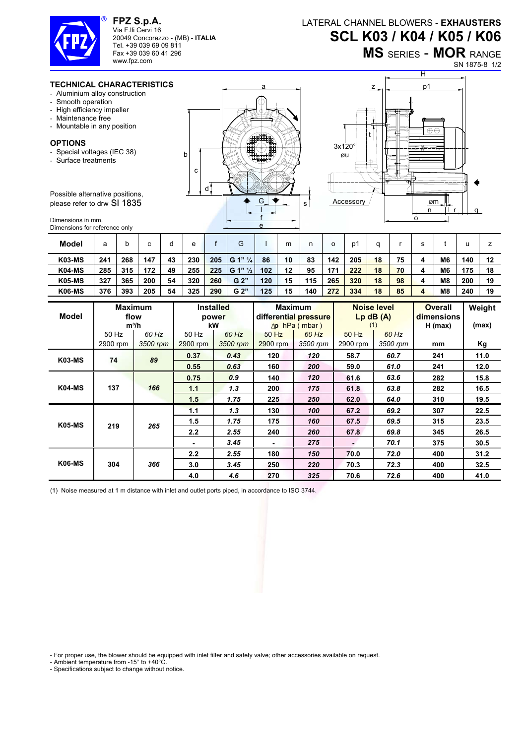**FPZ S.p.A.**
Via F.lli Cervi 16
20049 Concorezzo - (MB) - **ITALIA**
Tel. +39 039 69 09 811
Fax +39 039 60 41 296
www.fpz.com

# LATERAL CHANNEL BLOWERS - EXHAUSTERS
# SCL K03 / K04 / K05 / K06
## MS SERIES - MOR RANGE

SN 1875-8 1/2

### TECHNICAL CHARACTERISTICS

- Aluminium alloy construction
- Smooth operation
- High efficiency impeller
- Maintenance free
- Mountable in any position

### OPTIONS

- Special voltages (IEC 38)
- Surface treatments

Possible alternative positions, please refer to drw SI 1835

Dimensions in mm.
Dimensions for reference only

| Model | a | b | c | d | e | f | G | I | m | n | o | p1 | q | r | s | t | u | z |
|---|---|---|---|---|---|---|---|---|---|---|---|---|---|---|---|---|---|---|
| K03-MS | 241 | 268 | 147 | 43 | 230 | 205 | G 1" ¼ | 86 | 10 | 83 | 142 | 205 | 18 | 75 | 4 | M6 | 140 | 12 |
| K04-MS | 285 | 315 | 172 | 49 | 255 | 225 | G 1" ½ | 102 | 12 | 95 | 171 | 222 | 18 | 70 | 4 | M6 | 175 | 18 |
| K05-MS | 327 | 365 | 200 | 54 | 320 | 260 | G 2" | 120 | 15 | 115 | 265 | 320 | 18 | 98 | 4 | M8 | 200 | 19 |
| K06-MS | 376 | 393 | 205 | 54 | 325 | 290 | G 2" | 125 | 15 | 140 | 272 | 334 | 18 | 85 | 4 | M8 | 240 | 19 |

| Model | Maximum flow m³/h | | Installed power kW | | Maximum differential pressure Δp hPa ( mbar ) | | Noise level Lp dB (A) (1) | | Overall dimensions H (max) | Weight (max) |
|---|---|---|---|---|---|---|---|---|---|---|
| | 50 Hz 2900 rpm | *60 Hz 3500 rpm* | 50 Hz 2900 rpm | *60 Hz 3500 rpm* | 50 Hz 2900 rpm | *60 Hz 3500 rpm* | 50 Hz 2900 rpm | *60 Hz 3500 rpm* | mm | Kg |
| K03-MS | 74 | *89* | 0.37 | *0.43* | 120 | *120* | 58.7 | *60.7* | 241 | 11.0 |
| | | | 0.55 | *0.63* | 160 | *200* | 59.0 | *61.0* | 241 | 12.0 |
| K04-MS | 137 | *166* | 0.75 | *0.9* | 140 | *120* | 61.6 | *63.6* | 282 | 15.8 |
| | | | 1.1 | *1.3* | 200 | *175* | 61.8 | *63.8* | 282 | 16.5 |
| | | | 1.5 | *1.75* | 225 | *250* | 62.0 | *64.0* | 310 | 19.5 |
| K05-MS | 219 | *265* | 1.1 | *1.3* | 130 | *100* | 67.2 | *69.2* | 307 | 22.5 |
| | | | 1.5 | *1.75* | 175 | *160* | 67.5 | *69.5* | 315 | 23.5 |
| | | | 2.2 | *2.55* | 240 | *260* | 67.8 | *69.8* | 345 | 26.5 |
| | | | - | *3.45* | - | *275* | - | *70.1* | 375 | 30.5 |
| K06-MS | 304 | *366* | 2.2 | *2.55* | 180 | *150* | 70.0 | *72.0* | 400 | 31.2 |
| | | | 3.0 | *3.45* | 250 | *220* | 70.3 | *72.3* | 400 | 32.5 |
| | | | 4.0 | *4.6* | 270 | *325* | 70.6 | *72.6* | 400 | 41.0 |

(1) Noise measured at 1 m distance with inlet and outlet ports piped, in accordance to ISO 3744.

- For proper use, the blower should be equipped with inlet filter and safety valve; other accessories available on request.
- Ambient temperature from -15° to +40°C.
- Specifications subject to change without notice.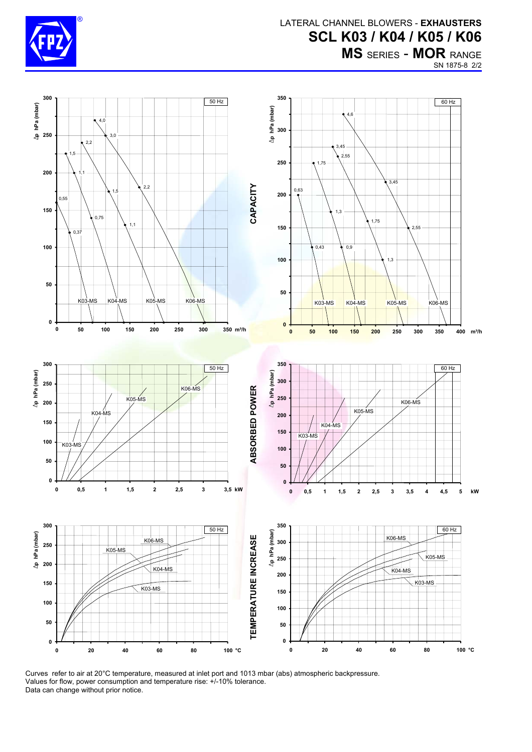LATERAL CHANNEL BLOWERS - **EXHAUSTERS**

# SCL K03 / K04 / K05 / K06

## MS SERIES - MOR RANGE

SN 1875-8 2/2

**CAPACITY**

50 Hz

Δp hPa (mbar)

300, 250, 200, 150, 100, 50, 0

0, 50, 100, 150, 200, 250, 300, 350 m³/h

4,0 3,0 2,2 1,5 1,1 0,55 0,37 0,75 1,5 1,1 2,2

K03-MS K04-MS K05-MS K06-MS

60 Hz

Δp hPa (mbar)

350, 300, 250, 200, 150, 100, 50, 0

0, 50, 100, 150, 200, 250, 300, 350, 400 m³/h

4,6 3,45 2,55 1,75 3,45 0,63 1,3 1,75 2,55 0,43 0,9 1,3

K03-MS K04-MS K05-MS K06-MS

**ABSORBED POWER**

50 Hz

Δp hPa (mbar)

300, 250, 200, 150, 100, 50, 0

0, 0,5, 1, 1,5, 2, 2,5, 3, 3,5 kW

K03-MS K04-MS K05-MS K06-MS

60 Hz

Δp hPa (mbar)

350, 300, 250, 200, 150, 100, 50, 0

0, 0,5, 1, 1,5, 2, 2,5, 3, 3,5, 4, 4,5, 5 kW

K03-MS K04-MS K05-MS K06-MS

**TEMPERATURE INCREASE**

50 Hz

Δp hPa (mbar)

300, 250, 200, 150, 100, 50, 0

0, 20, 40, 60, 80, 100 °C

K03-MS K04-MS K05-MS K06-MS

60 Hz

Δp hPa (mbar)

350, 300, 250, 200, 150, 100, 50, 0

0, 20, 40, 60, 80, 100 °C

K03-MS K04-MS K05-MS K06-MS

Curves refer to air at 20°C temperature, measured at inlet port and 1013 mbar (abs) atmospheric backpressure.
Values for flow, power consumption and temperature rise: +/-10% tolerance.
Data can change without prior notice.